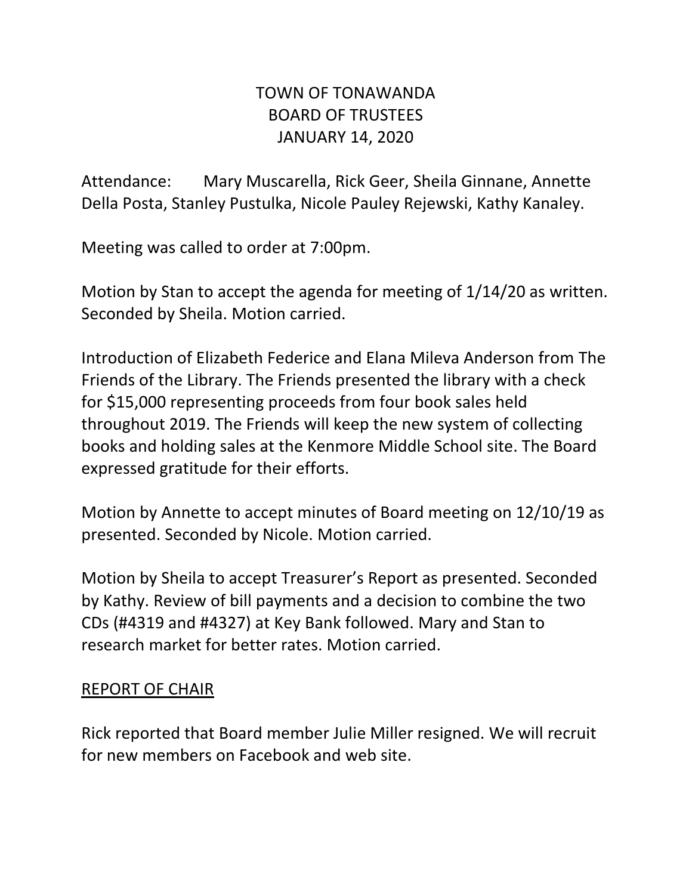# TOWN OF TONAWANDA
# BOARD OF TRUSTEES
# JANUARY 14, 2020

Attendance: Mary Muscarella, Rick Geer, Sheila Ginnane, Annette Della Posta, Stanley Pustulka, Nicole Pauley Rejewski, Kathy Kanaley.

Meeting was called to order at 7:00pm.

Motion by Stan to accept the agenda for meeting of 1/14/20 as written. Seconded by Sheila. Motion carried.

Introduction of Elizabeth Federice and Elana Mileva Anderson from The Friends of the Library. The Friends presented the library with a check for $15,000 representing proceeds from four book sales held throughout 2019. The Friends will keep the new system of collecting books and holding sales at the Kenmore Middle School site. The Board expressed gratitude for their efforts.

Motion by Annette to accept minutes of Board meeting on 12/10/19 as presented. Seconded by Nicole. Motion carried.

Motion by Sheila to accept Treasurer's Report as presented. Seconded by Kathy. Review of bill payments and a decision to combine the two CDs (#4319 and #4327) at Key Bank followed. Mary and Stan to research market for better rates. Motion carried.

<u>REPORT OF CHAIR</u>

Rick reported that Board member Julie Miller resigned. We will recruit for new members on Facebook and web site.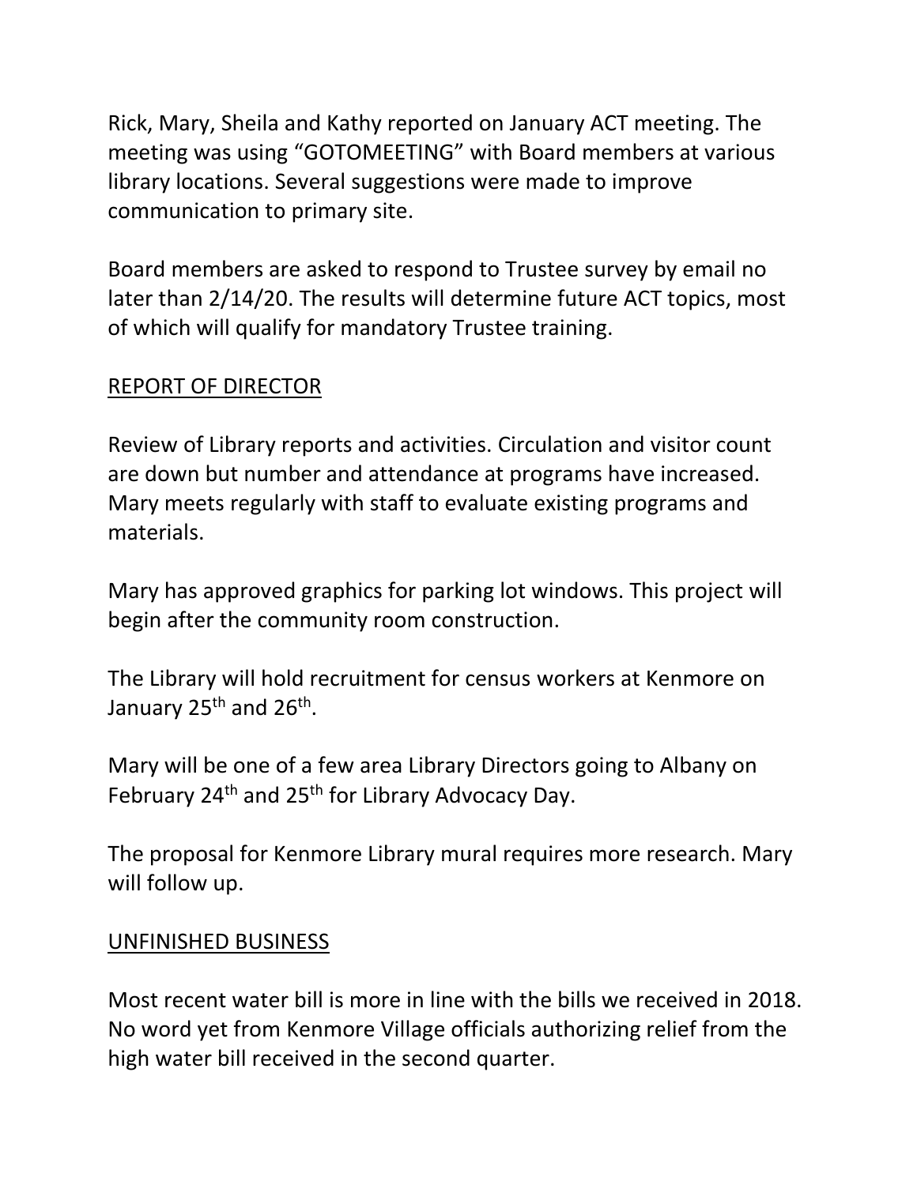Rick, Mary, Sheila and Kathy reported on January ACT meeting. The meeting was using "GOTOMEETING" with Board members at various library locations. Several suggestions were made to improve communication to primary site.

Board members are asked to respond to Trustee survey by email no later than 2/14/20. The results will determine future ACT topics, most of which will qualify for mandatory Trustee training.

<u>REPORT OF DIRECTOR</u>

Review of Library reports and activities. Circulation and visitor count are down but number and attendance at programs have increased. Mary meets regularly with staff to evaluate existing programs and materials.

Mary has approved graphics for parking lot windows. This project will begin after the community room construction.

The Library will hold recruitment for census workers at Kenmore on January 25th and 26th.

Mary will be one of a few area Library Directors going to Albany on February 24th and 25th for Library Advocacy Day.

The proposal for Kenmore Library mural requires more research. Mary will follow up.

<u>UNFINISHED BUSINESS</u>

Most recent water bill is more in line with the bills we received in 2018. No word yet from Kenmore Village officials authorizing relief from the high water bill received in the second quarter.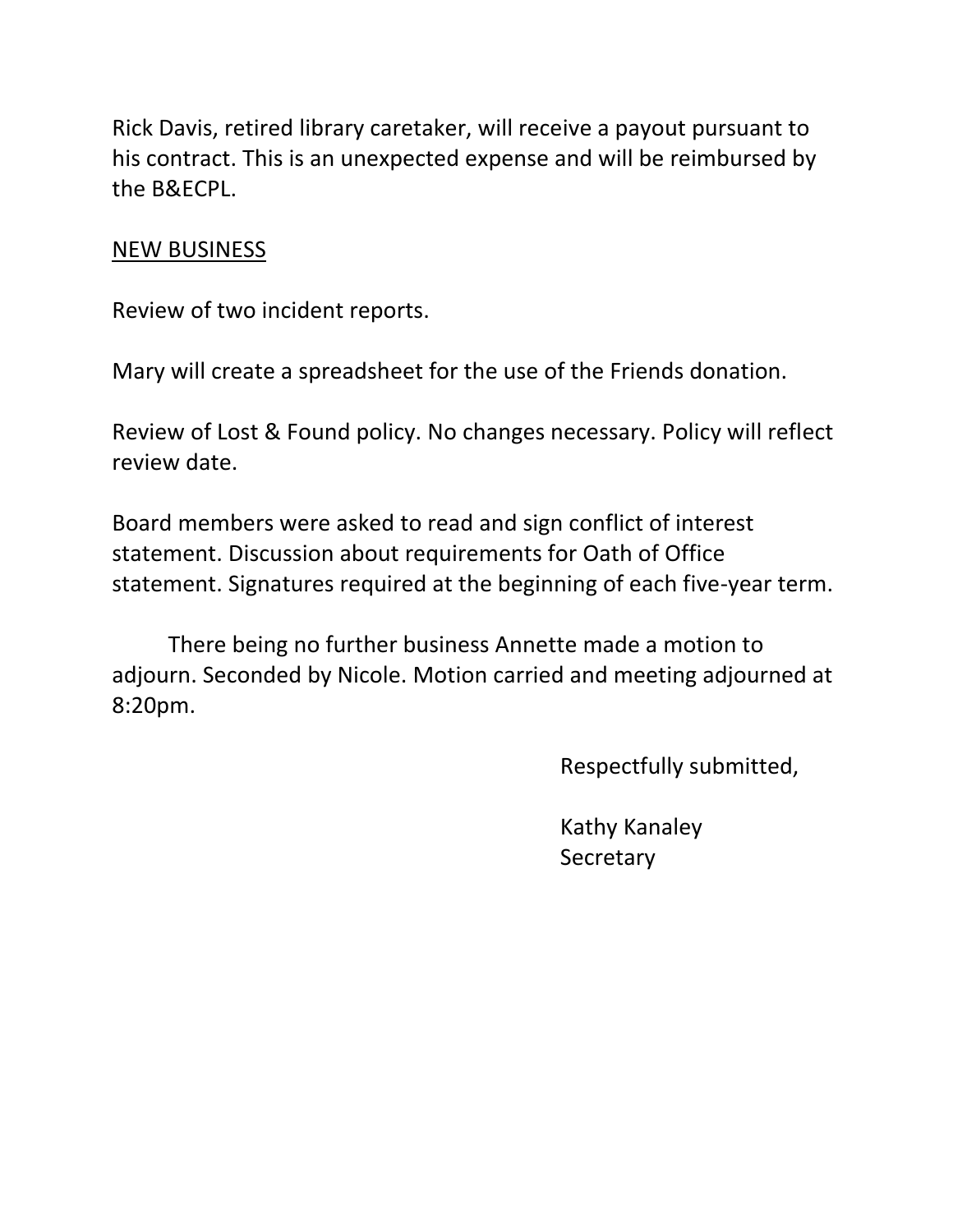Rick Davis, retired library caretaker, will receive a payout pursuant to his contract. This is an unexpected expense and will be reimbursed by the B&ECPL.

<u>NEW BUSINESS</u>

Review of two incident reports.

Mary will create a spreadsheet for the use of the Friends donation.

Review of Lost & Found policy. No changes necessary. Policy will reflect review date.

Board members were asked to read and sign conflict of interest statement. Discussion about requirements for Oath of Office statement. Signatures required at the beginning of each five-year term.

There being no further business Annette made a motion to adjourn. Seconded by Nicole. Motion carried and meeting adjourned at 8:20pm.

Respectfully submitted,

Kathy Kanaley
Secretary